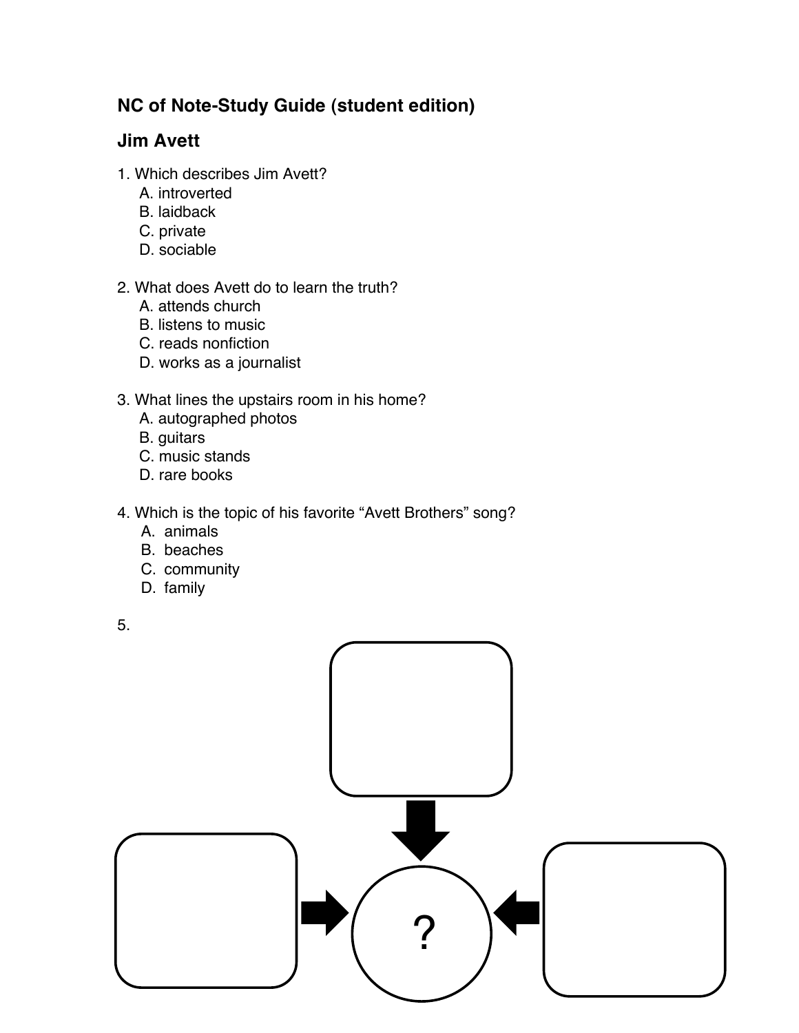## NC of Note-Study Guide (student edition)

## Jim Avett

1. Which describes Jim Avett?
   - A. introverted
   - B. laidback
   - C. private
   - D. sociable

2. What does Avett do to learn the truth?
   - A. attends church
   - B. listens to music
   - C. reads nonfiction
   - D. works as a journalist

3. What lines the upstairs room in his home?
   - A. autographed photos
   - B. guitars
   - C. music stands
   - D. rare books

4. Which is the topic of his favorite "Avett Brothers" song?
   - A. animals
   - B. beaches
   - C. community
   - D. family

5.

?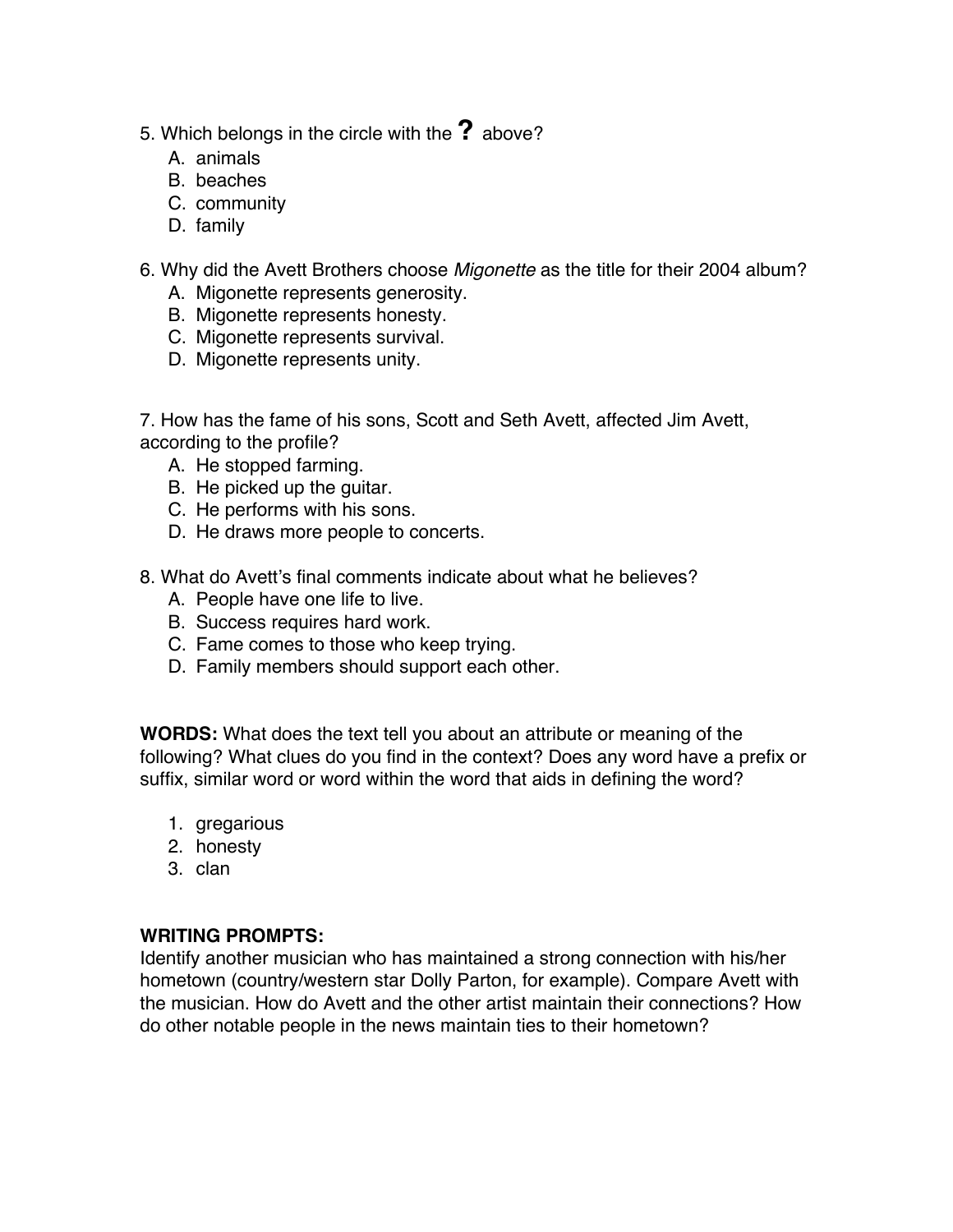5. Which belongs in the circle with the **?** above?
   A. animals
   B. beaches
   C. community
   D. family

6. Why did the Avett Brothers choose *Migonette* as the title for their 2004 album?
   A. Migonette represents generosity.
   B. Migonette represents honesty.
   C. Migonette represents survival.
   D. Migonette represents unity.

7. How has the fame of his sons, Scott and Seth Avett, affected Jim Avett, according to the profile?
   A. He stopped farming.
   B. He picked up the guitar.
   C. He performs with his sons.
   D. He draws more people to concerts.

8. What do Avett's final comments indicate about what he believes?
   A. People have one life to live.
   B. Success requires hard work.
   C. Fame comes to those who keep trying.
   D. Family members should support each other.

**WORDS:** What does the text tell you about an attribute or meaning of the following? What clues do you find in the context? Does any word have a prefix or suffix, similar word or word within the word that aids in defining the word?

1. gregarious
2. honesty
3. clan

**WRITING PROMPTS:**
Identify another musician who has maintained a strong connection with his/her hometown (country/western star Dolly Parton, for example). Compare Avett with the musician. How do Avett and the other artist maintain their connections? How do other notable people in the news maintain ties to their hometown?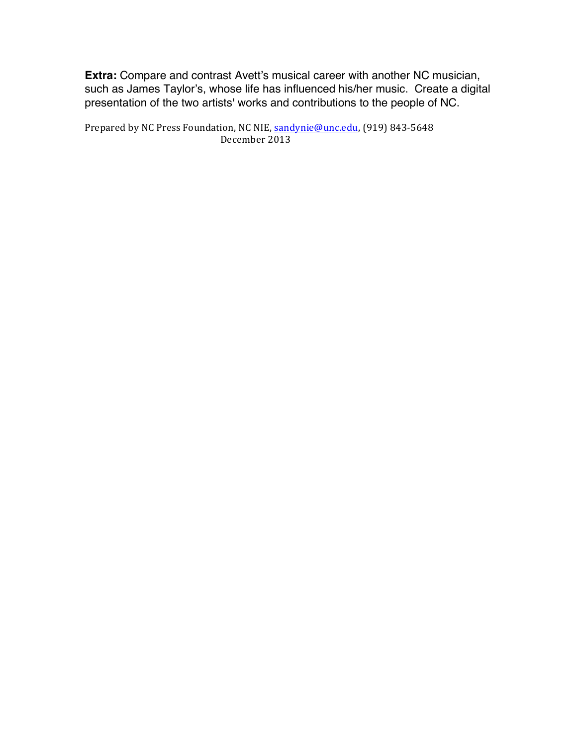**Extra:** Compare and contrast Avett's musical career with another NC musician, such as James Taylor's, whose life has influenced his/her music. Create a digital presentation of the two artists' works and contributions to the people of NC.

Prepared by NC Press Foundation, NC NIE, sandynie@unc.edu, (919) 843-5648
December 2013